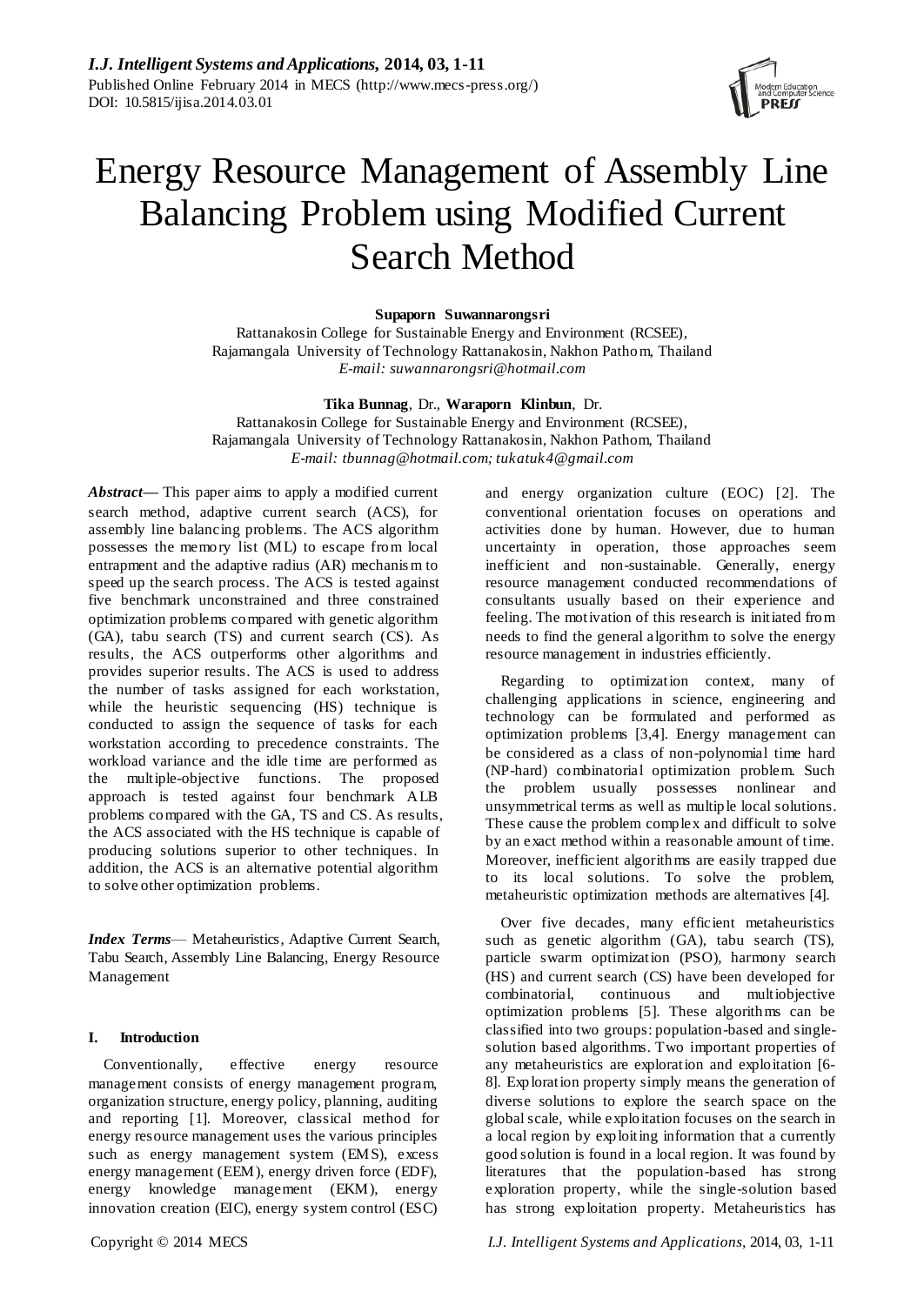# Energy Resource Management of Assembly Line Balancing Problem using Modified Current Search Method

**Supaporn Suwannarongsri**
Rattanakosin College for Sustainable Energy and Environment (RCSEE),
Rajamangala University of Technology Rattanakosin, Nakhon Pathom, Thailand
*E-mail: suwannarongsri@hotmail.com*

**Tika Bunnag**, Dr., **Waraporn Klinbun**, Dr.
Rattanakosin College for Sustainable Energy and Environment (RCSEE),
Rajamangala University of Technology Rattanakosin, Nakhon Pathom, Thailand
*E-mail: tbunnag@hotmail.com; tukatuk4@gmail.com*

***Abstract***— This paper aims to apply a modified current search method, adaptive current search (ACS), for assembly line balancing problems. The ACS algorithm possesses the memory list (ML) to escape from local entrapment and the adaptive radius (AR) mechanism to speed up the search process. The ACS is tested against five benchmark unconstrained and three constrained optimization problems compared with genetic algorithm (GA), tabu search (TS) and current search (CS). As results, the ACS outperforms other algorithms and provides superior results. The ACS is used to address the number of tasks assigned for each workstation, while the heuristic sequencing (HS) technique is conducted to assign the sequence of tasks for each workstation according to precedence constraints. The workload variance and the idle time are performed as the multiple-objective functions. The proposed approach is tested against four benchmark ALB problems compared with the GA, TS and CS. As results, the ACS associated with the HS technique is capable of producing solutions superior to other techniques. In addition, the ACS is an alternative potential algorithm to solve other optimization problems.

***Index Terms***— Metaheuristics, Adaptive Current Search, Tabu Search, Assembly Line Balancing, Energy Resource Management

## I. Introduction

Conventionally, effective energy resource management consists of energy management program, organization structure, energy policy, planning, auditing and reporting [1]. Moreover, classical method for energy resource management uses the various principles such as energy management system (EMS), excess energy management (EEM), energy driven force (EDF), energy knowledge management (EKM), energy innovation creation (EIC), energy system control (ESC) and energy organization culture (EOC) [2]. The conventional orientation focuses on operations and activities done by human. However, due to human uncertainty in operation, those approaches seem inefficient and non-sustainable. Generally, energy resource management conducted recommendations of consultants usually based on their experience and feeling. The motivation of this research is initiated from needs to find the general algorithm to solve the energy resource management in industries efficiently.

Regarding to optimization context, many of challenging applications in science, engineering and technology can be formulated and performed as optimization problems [3,4]. Energy management can be considered as a class of non-polynomial time hard (NP-hard) combinatorial optimization problem. Such the problem usually possesses nonlinear and unsymmetrical terms as well as multiple local solutions. These cause the problem complex and difficult to solve by an exact method within a reasonable amount of time. Moreover, inefficient algorithms are easily trapped due to its local solutions. To solve the problem, metaheuristic optimization methods are alternatives [4].

Over five decades, many efficient metaheuristics such as genetic algorithm (GA), tabu search (TS), particle swarm optimization (PSO), harmony search (HS) and current search (CS) have been developed for combinatorial, continuous and multiobjective optimization problems [5]. These algorithms can be classified into two groups: population-based and single-solution based algorithms. Two important properties of any metaheuristics are exploration and exploitation [6-8]. Exploration property simply means the generation of diverse solutions to explore the search space on the global scale, while exploitation focuses on the search in a local region by exploiting information that a currently good solution is found in a local region. It was found by literatures that the population-based has strong exploration property, while the single-solution based has strong exploitation property. Metaheuristics has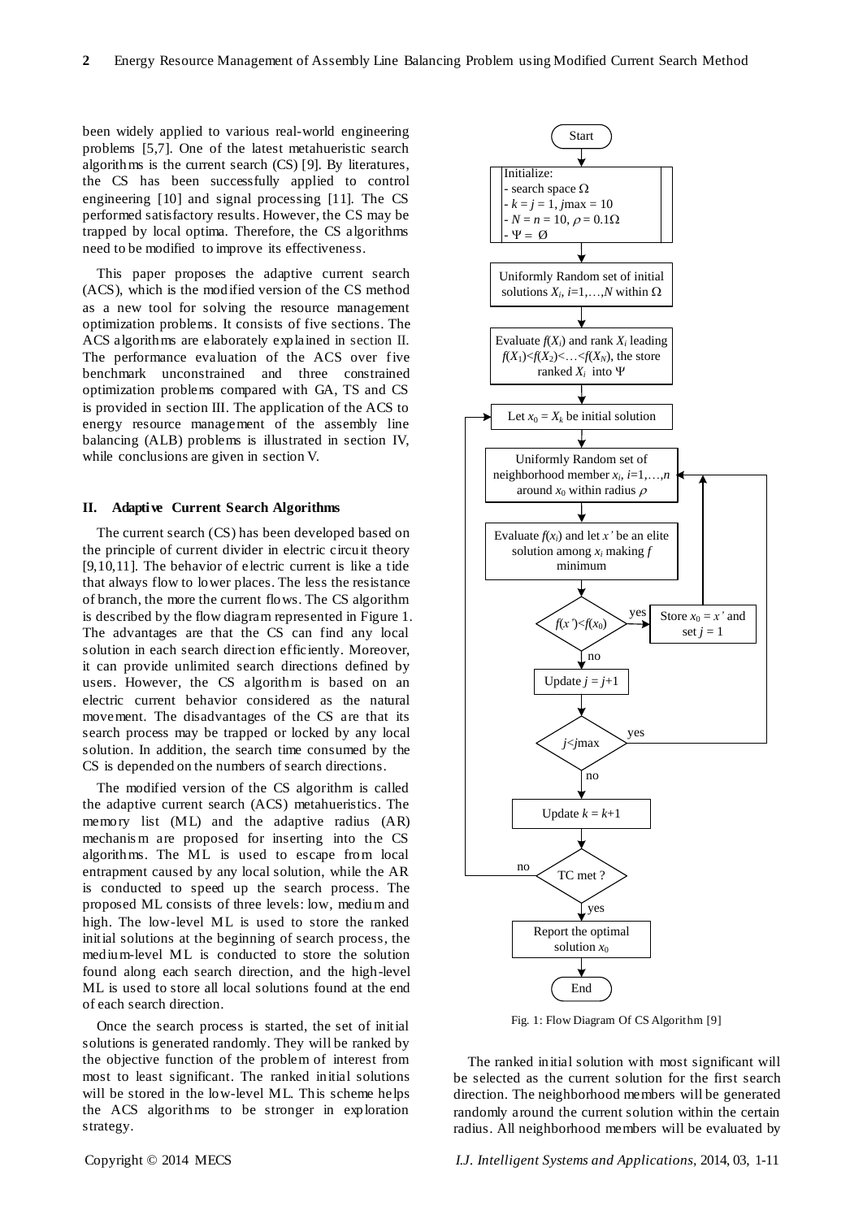been widely applied to various real-world engineering problems [5,7]. One of the latest metahueristic search algorithms is the current search (CS) [9]. By literatures, the CS has been successfully applied to control engineering [10] and signal processing [11]. The CS performed satisfactory results. However, the CS may be trapped by local optima. Therefore, the CS algorithms need to be modified to improve its effectiveness.

This paper proposes the adaptive current search (ACS), which is the modified version of the CS method as a new tool for solving the resource management optimization problems. It consists of five sections. The ACS algorithms are elaborately explained in section II. The performance evaluation of the ACS over five benchmark unconstrained and three constrained optimization problems compared with GA, TS and CS is provided in section III. The application of the ACS to energy resource management of the assembly line balancing (ALB) problems is illustrated in section IV, while conclusions are given in section V.

## II. Adaptive Current Search Algorithms

The current search (CS) has been developed based on the principle of current divider in electric circuit theory [9,10,11]. The behavior of electric current is like a tide that always flow to lower places. The less the resistance of branch, the more the current flows. The CS algorithm is described by the flow diagram represented in Figure 1. The advantages are that the CS can find any local solution in each search direction efficiently. Moreover, it can provide unlimited search directions defined by users. However, the CS algorithm is based on an electric current behavior considered as the natural movement. The disadvantages of the CS are that its search process may be trapped or locked by any local solution. In addition, the search time consumed by the CS is depended on the numbers of search directions.

The modified version of the CS algorithm is called the adaptive current search (ACS) metahueristics. The memory list (ML) and the adaptive radius (AR) mechanism are proposed for inserting into the CS algorithms. The ML is used to escape from local entrapment caused by any local solution, while the AR is conducted to speed up the search process. The proposed ML consists of three levels: low, medium and high. The low-level ML is used to store the ranked initial solutions at the beginning of search process, the medium-level ML is conducted to store the solution found along each search direction, and the high-level ML is used to store all local solutions found at the end of each search direction.

Once the search process is started, the set of initial solutions is generated randomly. They will be ranked by the objective function of the problem of interest from most to least significant. The ranked initial solutions will be stored in the low-level ML. This scheme helps the ACS algorithms to be stronger in exploration strategy.

Start

Initialize:
- search space $\Omega$
- $k = j = 1$, $j$max = 10
- $N = n = 10$, $\rho = 0.1\Omega$
- $\Psi = \varnothing$

Uniformly Random set of initial solutions $X_i$, $i$=1,…,$N$ within $\Omega$

Evaluate $f(X_i)$ and rank $X_i$ leading $f(X_1)<f(X_2)<\ldots<f(X_N)$, the store ranked $X_i$ into $\Psi$

Let $x_0 = X_k$ be initial solution

Uniformly Random set of neighborhood member $x_i$, $i$=1,…,$n$ around $x_0$ within radius $\rho$

Evaluate $f(x_i)$ and let $x'$ be an elite solution among $x_i$ making $f$ minimum

$f(x')<f(x_0)$ — yes → Store $x_0 = x'$ and set $j = 1$ — no ↓

Update $j = j+1$

$j<j$max — yes / no

Update $k = k+1$

TC met ? — no / yes

Report the optimal solution $x_0$

End

Fig. 1: Flow Diagram Of CS Algorithm [9]

The ranked initial solution with most significant will be selected as the current solution for the first search direction. The neighborhood members will be generated randomly around the current solution within the certain radius. All neighborhood members will be evaluated by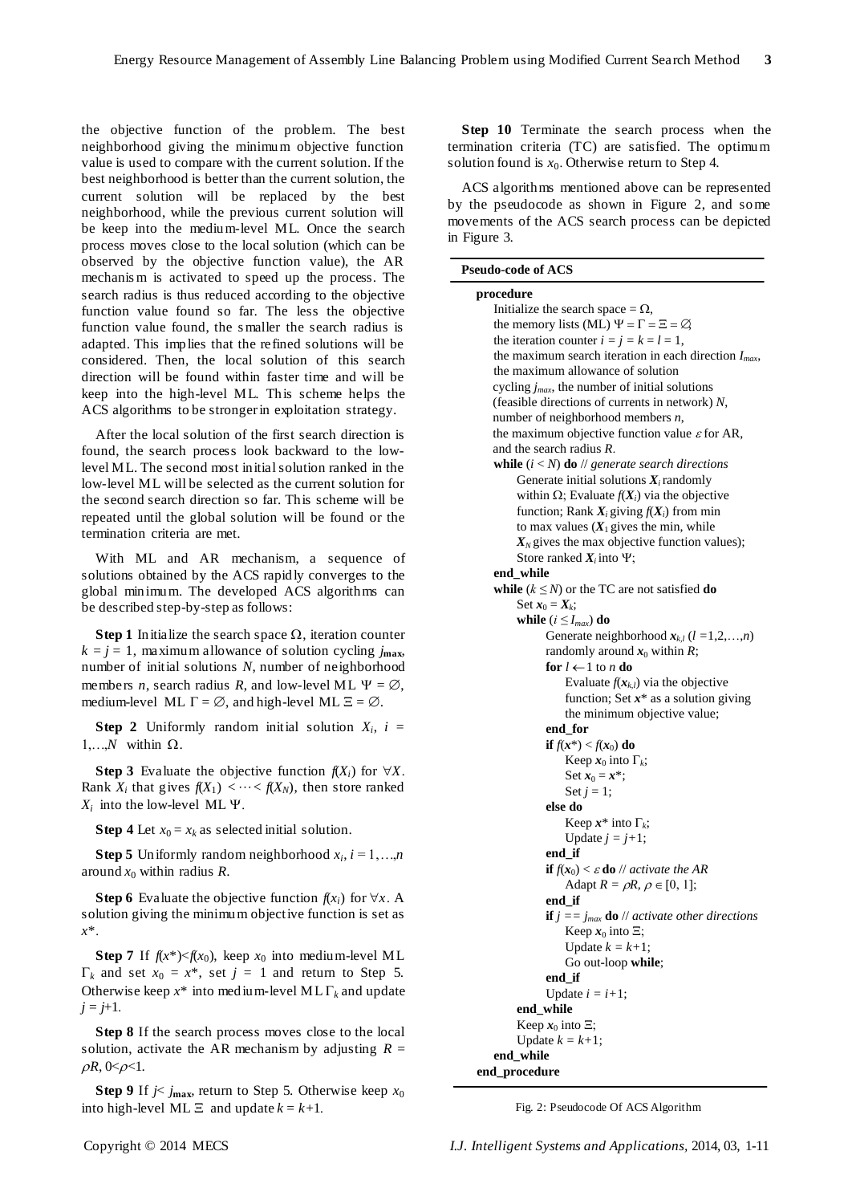the objective function of the problem. The best neighborhood giving the minimum objective function value is used to compare with the current solution. If the best neighborhood is better than the current solution, the current solution will be replaced by the best neighborhood, while the previous current solution will be keep into the medium-level ML. Once the search process moves close to the local solution (which can be observed by the objective function value), the AR mechanism is activated to speed up the process. The search radius is thus reduced according to the objective function value found so far. The less the objective function value found, the smaller the search radius is adapted. This implies that the refined solutions will be considered. Then, the local solution of this search direction will be found within faster time and will be keep into the high-level ML. This scheme helps the ACS algorithms to be stronger in exploitation strategy.

After the local solution of the first search direction is found, the search process look backward to the low-level ML. The second most initial solution ranked in the low-level ML will be selected as the current solution for the second search direction so far. This scheme will be repeated until the global solution will be found or the termination criteria are met.

With ML and AR mechanism, a sequence of solutions obtained by the ACS rapidly converges to the global minimum. The developed ACS algorithms can be described step-by-step as follows:

**Step 1** Initialize the search space $\Omega$, iteration counter $k = j = 1$, maximum allowance of solution cycling $j_{\mathbf{max}}$, number of initial solutions $N$, number of neighborhood members $n$, search radius $R$, and low-level ML $\Psi = \varnothing$, medium-level ML $\Gamma = \varnothing$, and high-level ML $\Xi = \varnothing$.

**Step 2** Uniformly random initial solution $X_i$, $i = 1,\ldots,N$ within $\Omega$.

**Step 3** Evaluate the objective function $f(X_i)$ for $\forall X$. Rank $X_i$ that gives $f(X_1) < \cdots < f(X_N)$, then store ranked $X_i$ into the low-level ML $\Psi$.

**Step 4** Let $x_0 = x_k$ as selected initial solution.

**Step 5** Uniformly random neighborhood $x_i$, $i = 1,\ldots,n$ around $x_0$ within radius $R$.

**Step 6** Evaluate the objective function $f(x_i)$ for $\forall x$. A solution giving the minimum objective function is set as $x^*$.

**Step 7** If $f(x^*)<f(x_0)$, keep $x_0$ into medium-level ML $\Gamma_k$ and set $x_0 = x^*$, set $j = 1$ and return to Step 5. Otherwise keep $x^*$ into medium-level ML $\Gamma_k$ and update $j = j+1$.

**Step 8** If the search process moves close to the local solution, activate the AR mechanism by adjusting $R = \rho R$, $0<\rho<1$.

**Step 9** If $j< j_{\mathbf{max}}$, return to Step 5. Otherwise keep $x_0$ into high-level ML $\Xi$ and update $k = k+1$.

**Step 10** Terminate the search process when the termination criteria (TC) are satisfied. The optimum solution found is $x_0$. Otherwise return to Step 4.

ACS algorithms mentioned above can be represented by the pseudocode as shown in Figure 2, and some movements of the ACS search process can be depicted in Figure 3.

**Pseudo-code of ACS**

```
procedure
    Initialize the search space = Ω,
    the memory lists (ML) Ψ = Γ = Ξ = ∅;
    the iteration counter i = j = k = l = 1,
    the maximum search iteration in each direction I_max,
    the maximum allowance of solution
    cycling j_max, the number of initial solutions
    (feasible directions of currents in network) N,
    number of neighborhood members n,
    the maximum objective function value ε for AR,
    and the search radius R.
    while (i < N) do // generate search directions
        Generate initial solutions X_i randomly
        within Ω; Evaluate f(X_i) via the objective
        function; Rank X_i giving f(X_i) from min
        to max values (X_1 gives the min, while
        X_N gives the max objective function values);
        Store ranked X_i into Ψ;
    end_while
    while (k ≤ N) or the TC are not satisfied do
        Set x_0 = X_k;
        while (i ≤ I_max) do
            Generate neighborhood x_k,l (l =1,2,…,n)
            randomly around x_0 within R;
            for l ← 1 to n do
                Evaluate f(x_k,l) via the objective
                function; Set x* as a solution giving
                the minimum objective value;
            end_for
            if f(x*) < f(x_0) do
                Keep x_0 into Γ_k;
                Set x_0 = x*;
                Set j = 1;
            else do
                Keep x* into Γ_k;
                Update j = j+1;
            end_if
            if f(x_0) < ε do // activate the AR
                Adapt R = ρR, ρ ∈ [0, 1];
            end_if
            if j == j_max do // activate other directions
                Keep x_0 into Ξ;
                Update k = k+1;
                Go out-loop while;
            end_if
            Update i = i+1;
        end_while
        Keep x_0 into Ξ;
        Update k = k+1;
    end_while
end_procedure
```

Fig. 2: Pseudocode Of ACS Algorithm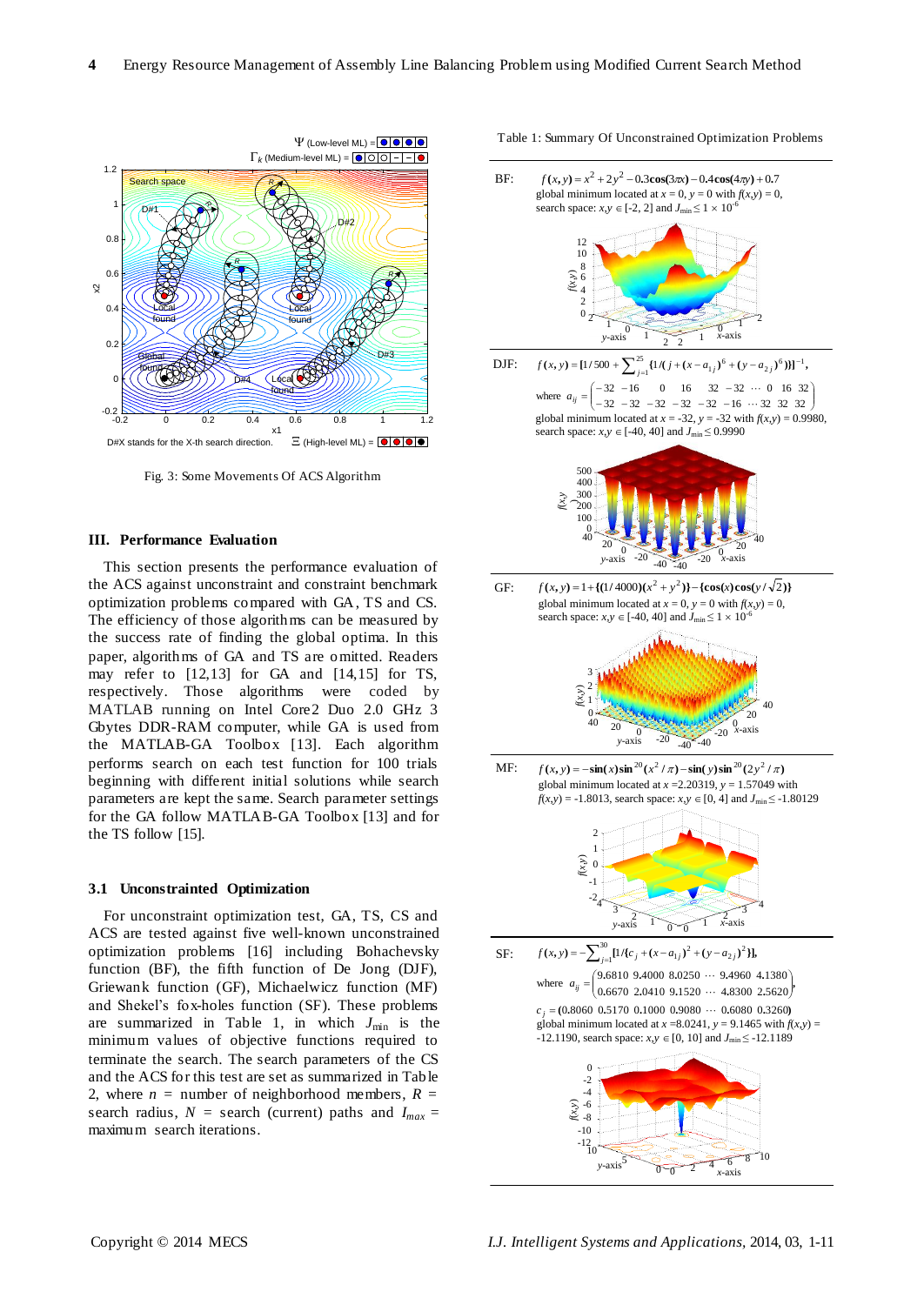Fig. 3: Some Movements Of ACS Algorithm

## III. Performance Evaluation

This section presents the performance evaluation of the ACS against unconstraint and constraint benchmark optimization problems compared with GA, TS and CS. The efficiency of those algorithms can be measured by the success rate of finding the global optima. In this paper, algorithms of GA and TS are omitted. Readers may refer to [12,13] for GA and [14,15] for TS, respectively. Those algorithms were coded by MATLAB running on Intel Core2 Duo 2.0 GHz 3 Gbytes DDR-RAM computer, while GA is used from the MATLAB-GA Toolbox [13]. Each algorithm performs search on each test function for 100 trials beginning with different initial solutions while search parameters are kept the same. Search parameter settings for the GA follow MATLAB-GA Toolbox [13] and for the TS follow [15].

### 3.1 Unconstrainted Optimization

For unconstraint optimization test, GA, TS, CS and ACS are tested against five well-known unconstrained optimization problems [16] including Bohachevsky function (BF), the fifth function of De Jong (DJF), Griewank function (GF), Michaelwicz function (MF) and Shekel's fox-holes function (SF). These problems are summarized in Table 1, in which $J_{\min}$ is the minimum values of objective functions required to terminate the search. The search parameters of the CS and the ACS for this test are set as summarized in Table 2, where $n$ = number of neighborhood members, $R$ = search radius, $N$ = search (current) paths and $I_{max}$ = maximum search iterations.

Table 1: Summary Of Unconstrained Optimization Problems

BF: $f(x,y) = x^2 + 2y^2 - 0.3\cos(3\pi x) - 0.4\cos(4\pi y) + 0.7$
global minimum located at $x = 0$, $y = 0$ with $f(x,y) = 0$,
search space: $x,y \in [-2, 2]$ and $J_{\min} \leq 1 \times 10^{-6}$

DJF: $f(x,y) = [1/500 + \sum_{j=1}^{25}\{1/(j + (x-a_{1j})^6 + (y-a_{2j})^6)\}]^{-1}$,
where $a_{ij} = \begin{pmatrix} -32 & -16 & 0 & 16 & 32 & -32 & \cdots & 0 & 16 & 32 \\ -32 & -32 & -32 & -32 & -32 & -16 & \cdots & 32 & 32 & 32 \end{pmatrix}$
global minimum located at $x = -32$, $y = -32$ with $f(x,y) = 0.9980$,
search space: $x,y \in [-40, 40]$ and $J_{\min} \leq 0.9990$

GF: $f(x,y) = 1 + \{(1/4000)(x^2 + y^2)\} - \{\cos(x)\cos(y/\sqrt{2})\}$
global minimum located at $x = 0$, $y = 0$ with $f(x,y) = 0$,
search space: $x,y \in [-40, 40]$ and $J_{\min} \leq 1 \times 10^{-6}$

MF: $f(x,y) = -\sin(x)\sin^{20}(x^2/\pi) - \sin(y)\sin^{20}(2y^2/\pi)$
global minimum located at $x = 2.20319$, $y = 1.57049$ with $f(x,y) = -1.8013$, search space: $x,y \in [0, 4]$ and $J_{\min} \leq -1.80129$

SF: $f(x,y) = -\sum_{j=1}^{30}[1/\{c_j + (x-a_{1j})^2 + (y-a_{2j})^2\}]$,
where $a_{ij} = \begin{pmatrix} 9.6810 & 9.4000 & 8.0250 & \cdots & 9.4960 & 4.1380 \\ 0.6670 & 2.0410 & 9.1520 & \cdots & 4.8300 & 2.5620 \end{pmatrix}$,
$c_j = (0.8060\ 0.5170\ 0.1000\ 0.9080\ \cdots\ 0.6080\ 0.3260)$
global minimum located at $x = 8.0241$, $y = 9.1465$ with $f(x,y) = -12.1190$, search space: $x,y \in [0, 10]$ and $J_{\min} \leq -12.1189$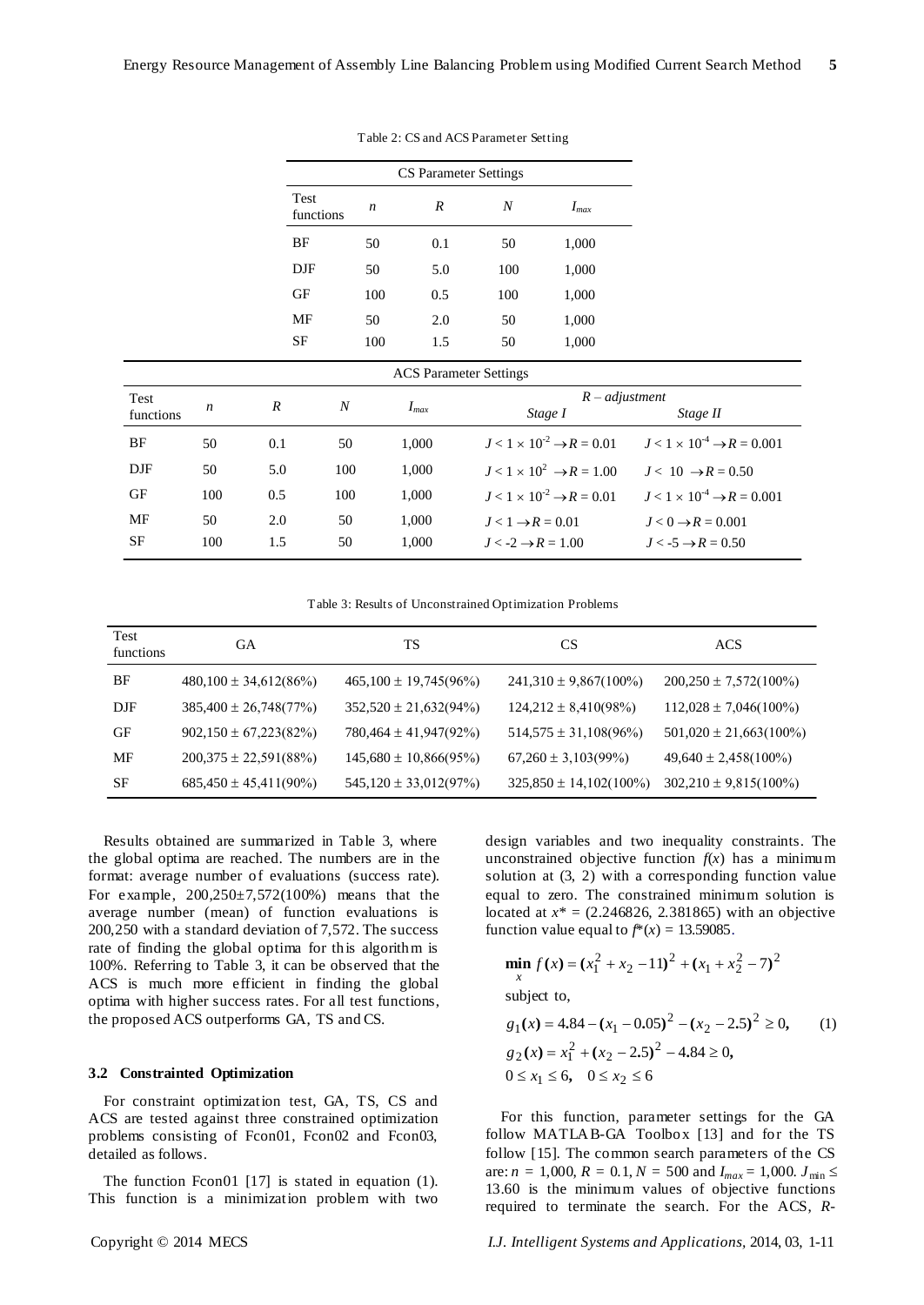Table 2: CS and ACS Parameter Setting

| CS Parameter Settings | | | | |
|---|---|---|---|---|
| Test functions | $n$ | $R$ | $N$ | $I_{max}$ |
| BF | 50 | 0.1 | 50 | 1,000 |
| DJF | 50 | 5.0 | 100 | 1,000 |
| GF | 100 | 0.5 | 100 | 1,000 |
| MF | 50 | 2.0 | 50 | 1,000 |
| SF | 100 | 1.5 | 50 | 1,000 |

| ACS Parameter Settings | | | | | | |
|---|---|---|---|---|---|---|
| Test functions | $n$ | $R$ | $N$ | $I_{max}$ | $R$ – *adjustment* | |
| | | | | | *Stage I* | *Stage II* |
| BF | 50 | 0.1 | 50 | 1,000 | $J < 1 \times 10^{-2} \rightarrow R = 0.01$ | $J < 1 \times 10^{-4} \rightarrow R = 0.001$ |
| DJF | 50 | 5.0 | 100 | 1,000 | $J < 1 \times 10^{2} \rightarrow R = 1.00$ | $J < 10 \rightarrow R = 0.50$ |
| GF | 100 | 0.5 | 100 | 1,000 | $J < 1 \times 10^{-2} \rightarrow R = 0.01$ | $J < 1 \times 10^{-4} \rightarrow R = 0.001$ |
| MF | 50 | 2.0 | 50 | 1,000 | $J < 1 \rightarrow R = 0.01$ | $J < 0 \rightarrow R = 0.001$ |
| SF | 100 | 1.5 | 50 | 1,000 | $J < -2 \rightarrow R = 1.00$ | $J < -5 \rightarrow R = 0.50$ |

Table 3: Results of Unconstrained Optimization Problems

| Test functions | GA | TS | CS | ACS |
|---|---|---|---|---|
| BF | 480,100 ± 34,612(86%) | 465,100 ± 19,745(96%) | 241,310 ± 9,867(100%) | 200,250 ± 7,572(100%) |
| DJF | 385,400 ± 26,748(77%) | 352,520 ± 21,632(94%) | 124,212 ± 8,410(98%) | 112,028 ± 7,046(100%) |
| GF | 902,150 ± 67,223(82%) | 780,464 ± 41,947(92%) | 514,575 ± 31,108(96%) | 501,020 ± 21,663(100%) |
| MF | 200,375 ± 22,591(88%) | 145,680 ± 10,866(95%) | 67,260 ± 3,103(99%) | 49,640 ± 2,458(100%) |
| SF | 685,450 ± 45,411(90%) | 545,120 ± 33,012(97%) | 325,850 ± 14,102(100%) | 302,210 ± 9,815(100%) |

Results obtained are summarized in Table 3, where the global optima are reached. The numbers are in the format: average number of evaluations (success rate). For example, 200,250±7,572(100%) means that the average number (mean) of function evaluations is 200,250 with a standard deviation of 7,572. The success rate of finding the global optima for this algorithm is 100%. Referring to Table 3, it can be observed that the ACS is much more efficient in finding the global optima with higher success rates. For all test functions, the proposed ACS outperforms GA, TS and CS.

### 3.2 Constrainted Optimization

For constraint optimization test, GA, TS, CS and ACS are tested against three constrained optimization problems consisting of Fcon01, Fcon02 and Fcon03, detailed as follows.

The function Fcon01 [17] is stated in equation (1). This function is a minimization problem with two design variables and two inequality constraints. The unconstrained objective function $f(x)$ has a minimum solution at (3, 2) with a corresponding function value equal to zero. The constrained minimum solution is located at $x^* = (2.246826, 2.381865)$ with an objective function value equal to $f^*(x) = 13.59085$.

$$
\begin{aligned}
&\min_{x} f(x) = (x_1^2 + x_2 - 11)^2 + (x_1 + x_2^2 - 7)^2 \\
&\text{subject to,} \\
&g_1(x) = 4.84 - (x_1 - 0.05)^2 - (x_2 - 2.5)^2 \geq 0, \qquad (1) \\
&g_2(x) = x_1^2 + (x_2 - 2.5)^2 - 4.84 \geq 0, \\
&0 \leq x_1 \leq 6, \quad 0 \leq x_2 \leq 6
\end{aligned}
$$

For this function, parameter settings for the GA follow MATLAB-GA Toolbox [13] and for the TS follow [15]. The common search parameters of the CS are: $n$ = 1,000, $R$ = 0.1, $N$ = 500 and $I_{max}$ = 1,000. $J_{\min} \leq$ 13.60 is the minimum values of objective functions required to terminate the search. For the ACS, $R$-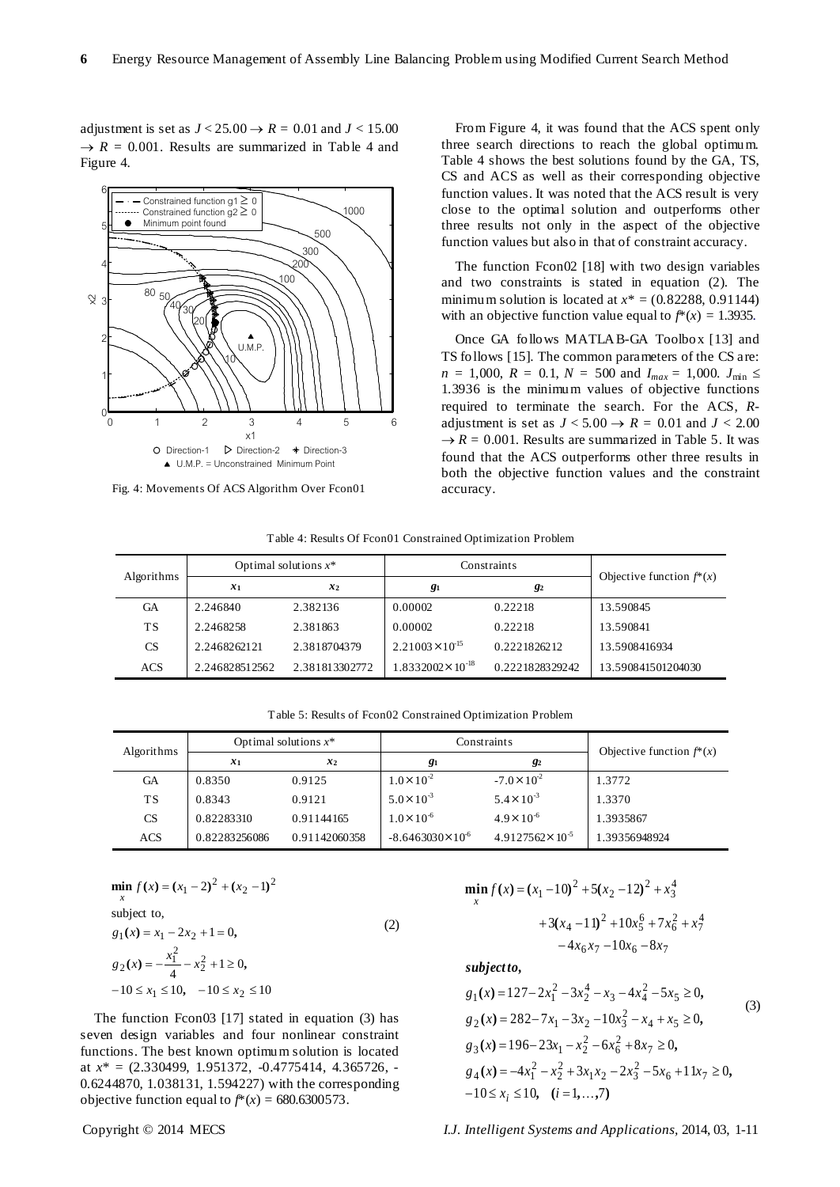adjustment is set as $J < 25.00 \rightarrow R = 0.01$ and $J < 15.00 \rightarrow R = 0.001$. Results are summarized in Table 4 and Figure 4.

Fig. 4: Movements Of ACS Algorithm Over Fcon01

From Figure 4, it was found that the ACS spent only three search directions to reach the global optimum. Table 4 shows the best solutions found by the GA, TS, CS and ACS as well as their corresponding objective function values. It was noted that the ACS result is very close to the optimal solution and outperforms other three results not only in the aspect of the objective function values but also in that of constraint accuracy.

The function Fcon02 [18] with two design variables and two constraints is stated in equation (2). The minimum solution is located at $x^* = (0.82288, 0.91144)$ with an objective function value equal to $f^*(x) = 1.3935$.

Once GA follows MATLAB-GA Toolbox [13] and TS follows [15]. The common parameters of the CS are: $n = 1{,}000$, $R = 0.1$, $N = 500$ and $I_{max} = 1{,}000$. $J_{\min} \leq 1.3936$ is the minimum values of objective functions required to terminate the search. For the ACS, $R$-adjustment is set as $J < 5.00 \rightarrow R = 0.01$ and $J < 2.00 \rightarrow R = 0.001$. Results are summarized in Table 5. It was found that the ACS outperforms other three results in both the objective function values and the constraint accuracy.

Table 4: Results Of Fcon01 Constrained Optimization Problem

| Algorithms | Optimal solutions $x^*$ | | Constraints | | Objective function $f^*(x)$ |
|---|---|---|---|---|---|
| | $x_1$ | $x_2$ | $g_1$ | $g_2$ | |
| GA | 2.246840 | 2.382136 | 0.00002 | 0.22218 | 13.590845 |
| TS | 2.2468258 | 2.381863 | 0.00002 | 0.22218 | 13.590841 |
| CS | 2.2468262121 | 2.3818704379 | $2.21003\times10^{-15}$ | 0.2221826212 | 13.5908416934 |
| ACS | 2.246828512562 | 2.381813302772 | $1.8332002\times10^{-18}$ | 0.2221828329242 | 13.590841501204030 |

Table 5: Results of Fcon02 Constrained Optimization Problem

| Algorithms | Optimal solutions $x^*$ | | Constraints | | Objective function $f^*(x)$ |
|---|---|---|---|---|---|
| | $x_1$ | $x_2$ | $g_1$ | $g_2$ | |
| GA | 0.8350 | 0.9125 | $1.0\times10^{-2}$ | $-7.0\times10^{-2}$ | 1.3772 |
| TS | 0.8343 | 0.9121 | $5.0\times10^{-3}$ | $5.4\times10^{-3}$ | 1.3370 |
| CS | 0.82283310 | 0.91144165 | $1.0\times10^{-6}$ | $4.9\times10^{-6}$ | 1.3935867 |
| ACS | 0.82283256086 | 0.91142060358 | $-8.6463030\times10^{-6}$ | $4.9127562\times10^{-5}$ | 1.39356948924 |

$$
\begin{aligned}
&\min_x f(x) = (x_1-2)^2 + (x_2-1)^2 \\
&\text{subject to,} \\
&g_1(x) = x_1 - 2x_2 + 1 = 0, \\
&g_2(x) = -\frac{x_1^2}{4} - x_2^2 + 1 \geq 0, \\
&-10 \leq x_1 \leq 10, \quad -10 \leq x_2 \leq 10
\end{aligned}
\tag{2}
$$

The function Fcon03 [17] stated in equation (3) has seven design variables and four nonlinear constraint functions. The best known optimum solution is located at $x^* = (2.330499, 1.951372, -0.4775414, 4.365726, -0.6244870, 1.038131, 1.594227)$ with the corresponding objective function equal to $f^*(x) = 680.6300573$.

$$
\begin{aligned}
&\min_x f(x) = (x_1-10)^2 + 5(x_2-12)^2 + x_3^4 \\
&\qquad + 3(x_4-11)^2 + 10x_5^6 + 7x_6^2 + x_7^4 \\
&\qquad - 4x_6x_7 - 10x_6 - 8x_7 \\
&\textbf{\textit{subject to,}} \\
&g_1(x) = 127 - 2x_1^2 - 3x_2^4 - x_3 - 4x_4^2 - 5x_5 \geq 0, \\
&g_2(x) = 282 - 7x_1 - 3x_2 - 10x_3^2 - x_4 + x_5 \geq 0, \\
&g_3(x) = 196 - 23x_1 - x_2^2 - 6x_6^2 + 8x_7 \geq 0, \\
&g_4(x) = -4x_1^2 - x_2^2 + 3x_1x_2 - 2x_3^2 - 5x_6 + 11x_7 \geq 0, \\
&-10 \leq x_i \leq 10, \quad (i = 1, \ldots, 7)
\end{aligned}
\tag{3}
$$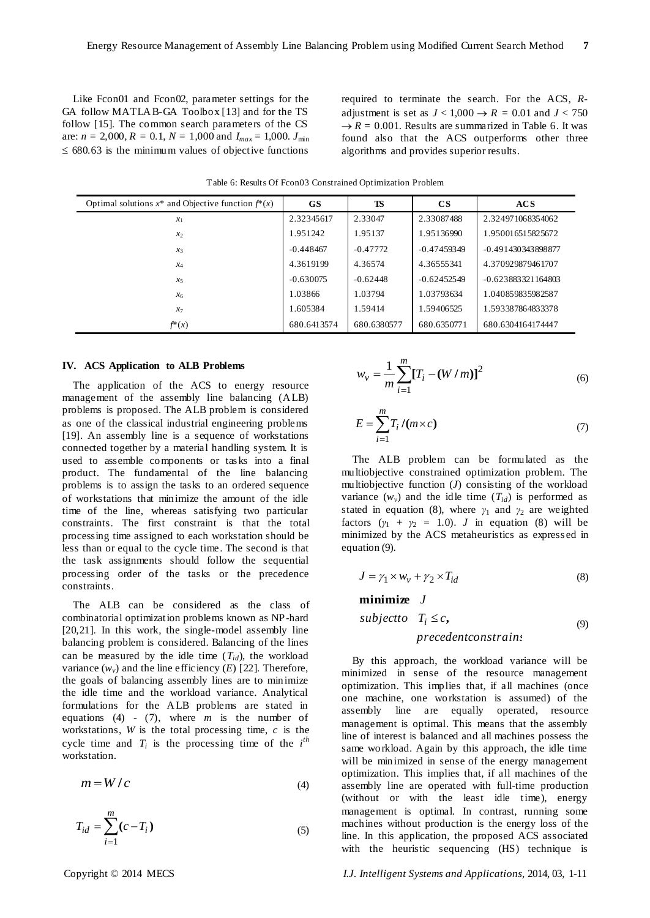Like Fcon01 and Fcon02, parameter settings for the GA follow MATLAB-GA Toolbox [13] and for the TS follow [15]. The common search parameters of the CS are: $n$ = 2,000, $R$ = 0.1, $N$ = 1,000 and $I_{max}$ = 1,000. $J_{\min} \leq 680.63$ is the minimum values of objective functions required to terminate the search. For the ACS, $R$-adjustment is set as $J < 1{,}000 \rightarrow R = 0.01$ and $J < 750 \rightarrow R = 0.001$. Results are summarized in Table 6. It was found also that the ACS outperforms other three algorithms and provides superior results.

Table 6: Results Of Fcon03 Constrained Optimization Problem

| Optimal solutions $x^*$ and Objective function $f^*(x)$ | GS | TS | CS | ACS |
|---|---|---|---|---|
| $x_1$ | 2.32345617 | 2.33047 | 2.33087488 | 2.324971068354062 |
| $x_2$ | 1.951242 | 1.95137 | 1.95136990 | 1.950016515825672 |
| $x_3$ | -0.448467 | -0.47772 | -0.47459349 | -0.491430343898877 |
| $x_4$ | 4.3619199 | 4.36574 | 4.36555341 | 4.370929879461707 |
| $x_5$ | -0.630075 | -0.62448 | -0.62452549 | -0.623883321164803 |
| $x_6$ | 1.03866 | 1.03794 | 1.03793634 | 1.040859835982587 |
| $x_7$ | 1.605384 | 1.59414 | 1.59406525 | 1.593387864833378 |
| $f^*(x)$ | 680.6413574 | 680.6380577 | 680.6350771 | 680.6304164174447 |

## IV. ACS Application to ALB Problems

The application of the ACS to energy resource management of the assembly line balancing (ALB) problems is proposed. The ALB problem is considered as one of the classical industrial engineering problems [19]. An assembly line is a sequence of workstations connected together by a material handling system. It is used to assemble components or tasks into a final product. The fundamental of the line balancing problems is to assign the tasks to an ordered sequence of workstations that minimize the amount of the idle time of the line, whereas satisfying two particular constraints. The first constraint is that the total processing time assigned to each workstation should be less than or equal to the cycle time. The second is that the task assignments should follow the sequential processing order of the tasks or the precedence constraints.

The ALB can be considered as the class of combinatorial optimization problems known as NP-hard [20,21]. In this work, the single-model assembly line balancing problem is considered. Balancing of the lines can be measured by the idle time ($T_{id}$), the workload variance ($w_v$) and the line efficiency ($E$) [22]. Therefore, the goals of balancing assembly lines are to minimize the idle time and the workload variance. Analytical formulations for the ALB problems are stated in equations (4) - (7), where $m$ is the number of workstations, $W$ is the total processing time, $c$ is the cycle time and $T_i$ is the processing time of the $i^{th}$ workstation.

$$m = W/c \tag{4}$$

$$T_{id} = \sum_{i=1}^{m}(c - T_i) \tag{5}$$

$$w_v = \frac{1}{m}\sum_{i=1}^{m}[T_i - (W/m)]^2 \tag{6}$$

$$E = \sum_{i=1}^{m} T_i / (m \times c) \tag{7}$$

The ALB problem can be formulated as the multiobjective constrained optimization problem. The multiobjective function ($J$) consisting of the workload variance ($w_v$) and the idle time ($T_{id}$) is performed as stated in equation (8), where $\gamma_1$ and $\gamma_2$ are weighted factors ($\gamma_1 + \gamma_2 = 1.0$). $J$ in equation (8) will be minimized by the ACS metaheuristics as expressed in equation (9).

$$J = \gamma_1 \times w_v + \gamma_2 \times T_{id} \tag{8}$$

$$\begin{aligned} &\textbf{minimize} \quad J \\ &subjectto \quad T_i \leq c, \\ &\qquad\qquad precedentconstrains \end{aligned} \tag{9}$$

By this approach, the workload variance will be minimized in sense of the resource management optimization. This implies that, if all machines (once one machine, one workstation is assumed) of the assembly line are equally operated, resource management is optimal. This means that the assembly line of interest is balanced and all machines possess the same workload. Again by this approach, the idle time will be minimized in sense of the energy management optimization. This implies that, if all machines of the assembly line are operated with full-time production (without or with the least idle time), energy management is optimal. In contrast, running some machines without production is the energy loss of the line. In this application, the proposed ACS associated with the heuristic sequencing (HS) technique is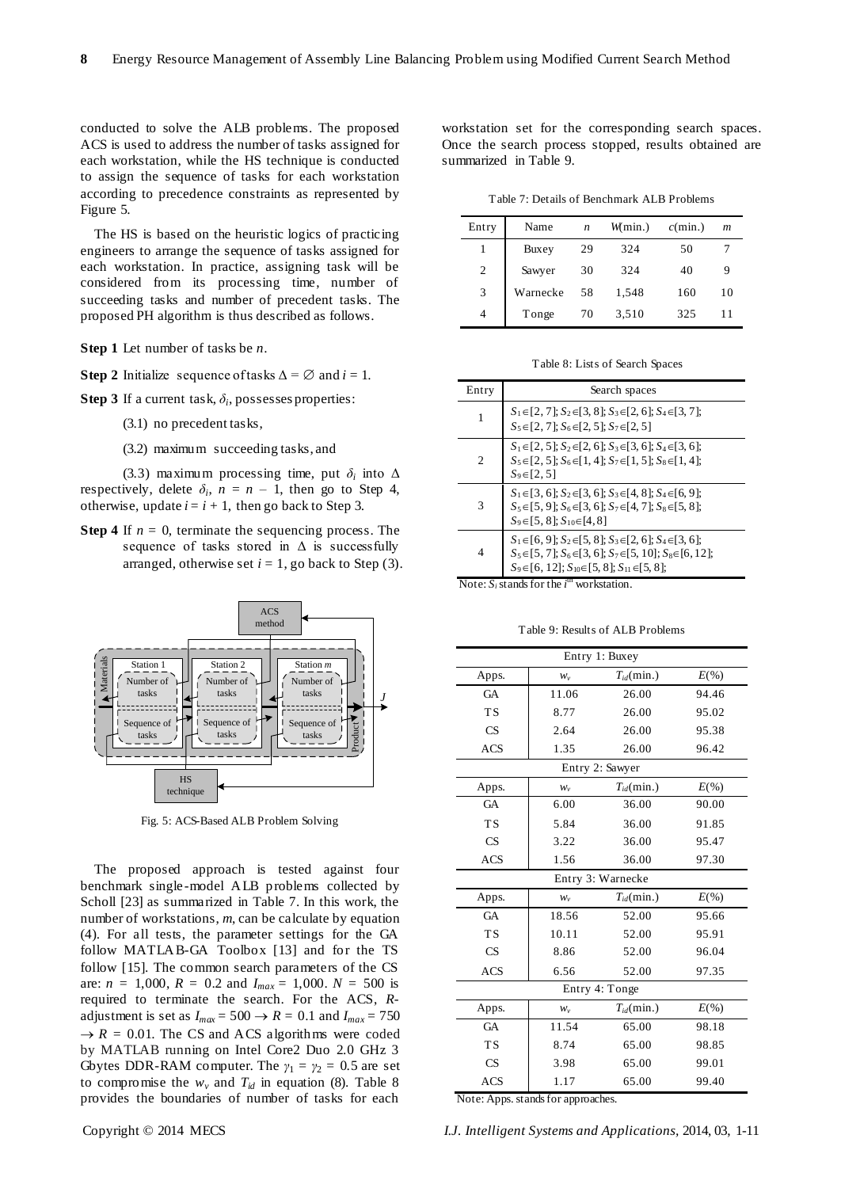conducted to solve the ALB problems. The proposed ACS is used to address the number of tasks assigned for each workstation, while the HS technique is conducted to assign the sequence of tasks for each workstation according to precedence constraints as represented by Figure 5.

The HS is based on the heuristic logics of practicing engineers to arrange the sequence of tasks assigned for each workstation. In practice, assigning task will be considered from its processing time, number of succeeding tasks and number of precedent tasks. The proposed PH algorithm is thus described as follows.

**Step 1** Let number of tasks be $n$.

**Step 2** Initialize sequence of tasks $\Delta = \varnothing$ and $i = 1$.

**Step 3** If a current task, $\delta_i$, possesses properties:

(3.1) no precedent tasks,

(3.2) maximum succeeding tasks, and

(3.3) maximum processing time, put $\delta_i$ into $\Delta$ respectively, delete $\delta_i$, $n = n - 1$, then go to Step 4, otherwise, update $i = i + 1$, then go back to Step 3.

**Step 4** If $n = 0$, terminate the sequencing process. The sequence of tasks stored in $\Delta$ is successfully arranged, otherwise set $i = 1$, go back to Step (3).

Fig. 5: ACS-Based ALB Problem Solving

The proposed approach is tested against four benchmark single-model ALB problems collected by Scholl [23] as summarized in Table 7. In this work, the number of workstations, $m$, can be calculate by equation (4). For all tests, the parameter settings for the GA follow MATLAB-GA Toolbox [13] and for the TS follow [15]. The common search parameters of the CS are: $n$ = 1,000, $R$ = 0.2 and $I_{max}$ = 1,000. $N$ = 500 is required to terminate the search. For the ACS, $R$-adjustment is set as $I_{max} = 500 \rightarrow R = 0.1$ and $I_{max} = 750 \rightarrow R = 0.01$. The CS and ACS algorithms were coded by MATLAB running on Intel Core2 Duo 2.0 GHz 3 Gbytes DDR-RAM computer. The $\gamma_1 = \gamma_2 = 0.5$ are set to compromise the $w_v$ and $T_{id}$ in equation (8). Table 8 provides the boundaries of number of tasks for each workstation set for the corresponding search spaces. Once the search process stopped, results obtained are summarized in Table 9.

Table 7: Details of Benchmark ALB Problems

| Entry | Name | $n$ | $W$(min.) | $c$(min.) | $m$ |
|---|---|---|---|---|---|
| 1 | Buxey | 29 | 324 | 50 | 7 |
| 2 | Sawyer | 30 | 324 | 40 | 9 |
| 3 | Warnecke | 58 | 1,548 | 160 | 10 |
| 4 | Tonge | 70 | 3,510 | 325 | 11 |

Table 8: Lists of Search Spaces

| Entry | Search spaces |
|---|---|
| 1 | $S_1\in[2, 7]$; $S_2\in[3, 8]$; $S_3\in[2, 6]$; $S_4\in[3, 7]$; $S_5\in[2, 7]$; $S_6\in[2, 5]$; $S_7\in[2, 5]$ |
| 2 | $S_1\in[2, 5]$; $S_2\in[2, 6]$; $S_3\in[3, 6]$; $S_4\in[3, 6]$; $S_5\in[2, 5]$; $S_6\in[1, 4]$; $S_7\in[1, 5]$; $S_8\in[1, 4]$; $S_9\in[2, 5]$ |
| 3 | $S_1\in[3, 6]$; $S_2\in[3, 6]$; $S_3\in[4, 8]$; $S_4\in[6, 9]$; $S_5\in[5, 9]$; $S_6\in[3, 6]$; $S_7\in[4, 7]$; $S_8\in[5, 8]$; $S_9\in[5, 8]$; $S_{10}\in[4, 8]$ |
| 4 | $S_1\in[6, 9]$; $S_2\in[5, 8]$; $S_3\in[2, 6]$; $S_4\in[3, 6]$; $S_5\in[5, 7]$; $S_6\in[3, 6]$; $S_7\in[5, 10]$; $S_8\in[6, 12]$; $S_9\in[6, 12]$; $S_{10}\in[5, 8]$; $S_{11}\in[5, 8]$; |

Note: $S_i$ stands for the $i^{th}$ workstation.

Table 9: Results of ALB Problems

| Apps. | $w_v$ | $T_{id}$(min.) | $E$(%) |
|---|---|---|---|
| **Entry 1: Buxey** | | | |
| GA | 11.06 | 26.00 | 94.46 |
| TS | 8.77 | 26.00 | 95.02 |
| CS | 2.64 | 26.00 | 95.38 |
| ACS | 1.35 | 26.00 | 96.42 |
| **Entry 2: Sawyer** | | | |
| GA | 6.00 | 36.00 | 90.00 |
| TS | 5.84 | 36.00 | 91.85 |
| CS | 3.22 | 36.00 | 95.47 |
| ACS | 1.56 | 36.00 | 97.30 |
| **Entry 3: Warnecke** | | | |
| GA | 18.56 | 52.00 | 95.66 |
| TS | 10.11 | 52.00 | 95.91 |
| CS | 8.86 | 52.00 | 96.04 |
| ACS | 6.56 | 52.00 | 97.35 |
| **Entry 4: Tonge** | | | |
| GA | 11.54 | 65.00 | 98.18 |
| TS | 8.74 | 65.00 | 98.85 |
| CS | 3.98 | 65.00 | 99.01 |
| ACS | 1.17 | 65.00 | 99.40 |

Note: Apps. stands for approaches.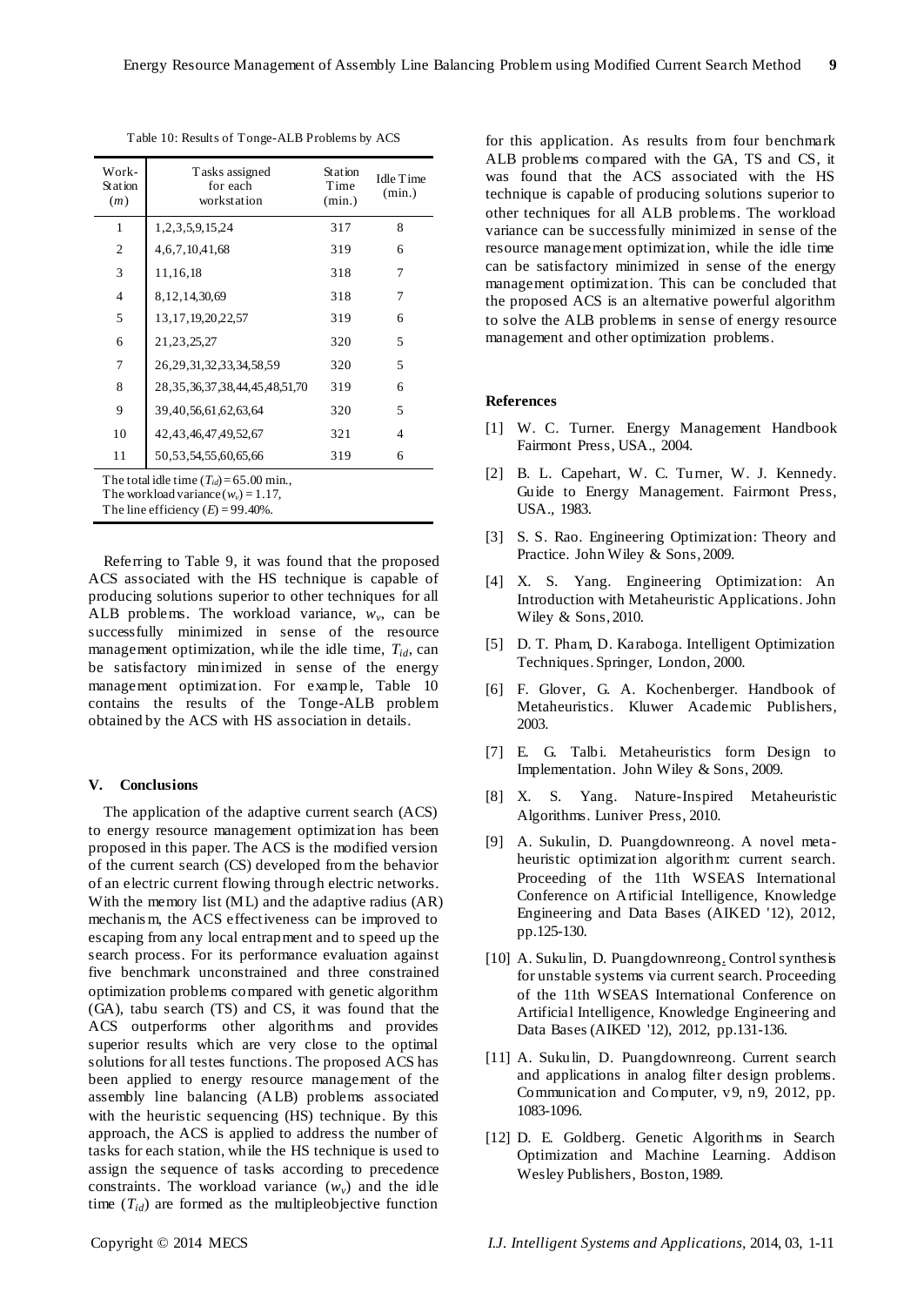Table 10: Results of Tonge-ALB Problems by ACS

| Work-Station ($m$) | Tasks assigned for each workstation | Station Time (min.) | Idle Time (min.) |
|---|---|---|---|
| 1 | 1,2,3,5,9,15,24 | 317 | 8 |
| 2 | 4,6,7,10,41,68 | 319 | 6 |
| 3 | 11,16,18 | 318 | 7 |
| 4 | 8,12,14,30,69 | 318 | 7 |
| 5 | 13,17,19,20,22,57 | 319 | 6 |
| 6 | 21,23,25,27 | 320 | 5 |
| 7 | 26,29,31,32,33,34,58,59 | 320 | 5 |
| 8 | 28,35,36,37,38,44,45,48,51,70 | 319 | 6 |
| 9 | 39,40,56,61,62,63,64 | 320 | 5 |
| 10 | 42,43,46,47,49,52,67 | 321 | 4 |
| 11 | 50,53,54,55,60,65,66 | 319 | 6 |

The total idle time ($T_{id}$) = 65.00 min.,
The workload variance ($w_v$) = 1.17,
The line efficiency ($E$) = 99.40%.

Referring to Table 9, it was found that the proposed ACS associated with the HS technique is capable of producing solutions superior to other techniques for all ALB problems. The workload variance, $w_v$, can be successfully minimized in sense of the resource management optimization, while the idle time, $T_{id}$, can be satisfactory minimized in sense of the energy management optimization. For example, Table 10 contains the results of the Tonge-ALB problem obtained by the ACS with HS association in details.

## V. Conclusions

The application of the adaptive current search (ACS) to energy resource management optimization has been proposed in this paper. The ACS is the modified version of the current search (CS) developed from the behavior of an electric current flowing through electric networks. With the memory list (ML) and the adaptive radius (AR) mechanism, the ACS effectiveness can be improved to escaping from any local entrapment and to speed up the search process. For its performance evaluation against five benchmark unconstrained and three constrained optimization problems compared with genetic algorithm (GA), tabu search (TS) and CS, it was found that the ACS outperforms other algorithms and provides superior results which are very close to the optimal solutions for all testes functions. The proposed ACS has been applied to energy resource management of the assembly line balancing (ALB) problems associated with the heuristic sequencing (HS) technique. By this approach, the ACS is applied to address the number of tasks for each station, while the HS technique is used to assign the sequence of tasks according to precedence constraints. The workload variance ($w_v$) and the idle time ($T_{id}$) are formed as the multipleobjective function for this application. As results from four benchmark ALB problems compared with the GA, TS and CS, it was found that the ACS associated with the HS technique is capable of producing solutions superior to other techniques for all ALB problems. The workload variance can be successfully minimized in sense of the resource management optimization, while the idle time can be satisfactory minimized in sense of the energy management optimization. This can be concluded that the proposed ACS is an alternative powerful algorithm to solve the ALB problems in sense of energy resource management and other optimization problems.

## References

[1] W. C. Turner. Energy Management Handbook Fairmont Press, USA., 2004.

[2] B. L. Capehart, W. C. Turner, W. J. Kennedy. Guide to Energy Management. Fairmont Press, USA., 1983.

[3] S. S. Rao. Engineering Optimization: Theory and Practice. John Wiley & Sons, 2009.

[4] X. S. Yang. Engineering Optimization: An Introduction with Metaheuristic Applications. John Wiley & Sons, 2010.

[5] D. T. Pham, D. Karaboga. Intelligent Optimization Techniques. Springer, London, 2000.

[6] F. Glover, G. A. Kochenberger. Handbook of Metaheuristics. Kluwer Academic Publishers, 2003.

[7] E. G. Talbi. Metaheuristics form Design to Implementation. John Wiley & Sons, 2009.

[8] X. S. Yang. Nature-Inspired Metaheuristic Algorithms. Luniver Press, 2010.

[9] A. Sukulin, D. Puangdownreong. A novel meta-heuristic optimization algorithm: current search. Proceeding of the 11th WSEAS International Conference on Artificial Intelligence, Knowledge Engineering and Data Bases (AIKED '12), 2012, pp.125-130.

[10] A. Sukulin, D. Puangdownreong. Control synthesis for unstable systems via current search. Proceeding of the 11th WSEAS International Conference on Artificial Intelligence, Knowledge Engineering and Data Bases (AIKED '12), 2012, pp.131-136.

[11] A. Sukulin, D. Puangdownreong. Current search and applications in analog filter design problems. Communication and Computer, v9, n9, 2012, pp. 1083-1096.

[12] D. E. Goldberg. Genetic Algorithms in Search Optimization and Machine Learning. Addison Wesley Publishers, Boston, 1989.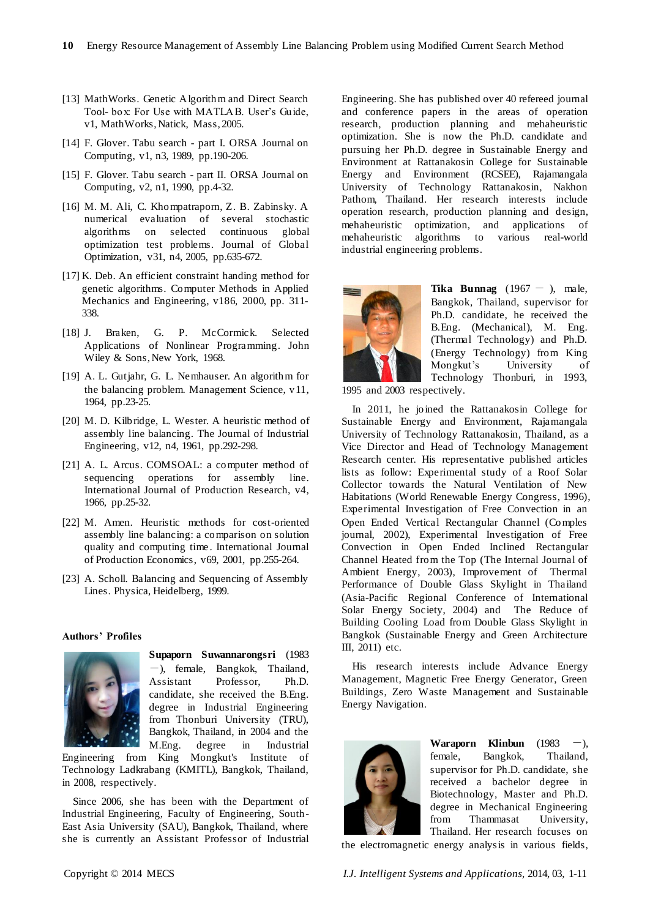[13] MathWorks. Genetic Algorithm and Direct Search Tool- box: For Use with MATLAB. User's Guide, v1, MathWorks, Natick, Mass, 2005.

[14] F. Glover. Tabu search - part I. ORSA Journal on Computing, v1, n3, 1989, pp.190-206.

[15] F. Glover. Tabu search - part II. ORSA Journal on Computing, v2, n1, 1990, pp.4-32.

[16] M. M. Ali, C. Khompatraporn, Z. B. Zabinsky. A numerical evaluation of several stochastic algorithms on selected continuous global optimization test problems. Journal of Global Optimization, v31, n4, 2005, pp.635-672.

[17] K. Deb. An efficient constraint handing method for genetic algorithms. Computer Methods in Applied Mechanics and Engineering, v186, 2000, pp. 311-338.

[18] J. Braken, G. P. McCormick. Selected Applications of Nonlinear Programming. John Wiley & Sons, New York, 1968.

[19] A. L. Gutjahr, G. L. Nemhauser. An algorithm for the balancing problem. Management Science, v11, 1964, pp.23-25.

[20] M. D. Kilbridge, L. Wester. A heuristic method of assembly line balancing. The Journal of Industrial Engineering, v12, n4, 1961, pp.292-298.

[21] A. L. Arcus. COMSOAL: a computer method of sequencing operations for assembly line. International Journal of Production Research, v4, 1966, pp.25-32.

[22] M. Amen. Heuristic methods for cost-oriented assembly line balancing: a comparison on solution quality and computing time. International Journal of Production Economics, v69, 2001, pp.255-264.

[23] A. Scholl. Balancing and Sequencing of Assembly Lines. Physica, Heidelberg, 1999.

**Authors' Profiles**

**Supaporn Suwannarongsri** (1983 —), female, Bangkok, Thailand, Assistant Professor, Ph.D. candidate, she received the B.Eng. degree in Industrial Engineering from Thonburi University (TRU), Bangkok, Thailand, in 2004 and the M.Eng. degree in Industrial Engineering from King Mongkut's Institute of Technology Ladkrabang (KMITL), Bangkok, Thailand, in 2008, respectively.

Since 2006, she has been with the Department of Industrial Engineering, Faculty of Engineering, South-East Asia University (SAU), Bangkok, Thailand, where she is currently an Assistant Professor of Industrial Engineering. She has published over 40 refereed journal and conference papers in the areas of operation research, production planning and mehaheuristic optimization. She is now the Ph.D. candidate and pursuing her Ph.D. degree in Sustainable Energy and Environment at Rattanakosin College for Sustainable Energy and Environment (RCSEE), Rajamangala University of Technology Rattanakosin, Nakhon Pathom, Thailand. Her research interests include operation research, production planning and design, mehaheuristic optimization, and applications of mehaheuristic algorithms to various real-world industrial engineering problems.

**Tika Bunnag** (1967 — ), male, Bangkok, Thailand, supervisor for Ph.D. candidate, he received the B.Eng. (Mechanical), M. Eng. (Thermal Technology) and Ph.D. (Energy Technology) from King Mongkut's University of Technology Thonburi, in 1993, 1995 and 2003 respectively.

In 2011, he joined the Rattanakosin College for Sustainable Energy and Environment, Rajamangala University of Technology Rattanakosin, Thailand, as a Vice Director and Head of Technology Management Research center. His representative published articles lists as follow: Experimental study of a Roof Solar Collector towards the Natural Ventilation of New Habitations (World Renewable Energy Congress, 1996), Experimental Investigation of Free Convection in an Open Ended Vertical Rectangular Channel (Comples journal, 2002), Experimental Investigation of Free Convection in Open Ended Inclined Rectangular Channel Heated from the Top (The Internal Journal of Ambient Energy, 2003), Improvement of Thermal Performance of Double Glass Skylight in Thailand (Asia-Pacific Regional Conference of International Solar Energy Society, 2004) and The Reduce of Building Cooling Load from Double Glass Skylight in Bangkok (Sustainable Energy and Green Architecture III, 2011) etc.

His research interests include Advance Energy Management, Magnetic Free Energy Generator, Green Buildings, Zero Waste Management and Sustainable Energy Navigation.

**Waraporn Klinbun** (1983 —), female, Bangkok, Thailand, supervisor for Ph.D. candidate, she received a bachelor degree in Biotechnology, Master and Ph.D. degree in Mechanical Engineering from Thammasat University, Thailand. Her research focuses on the electromagnetic energy analysis in various fields,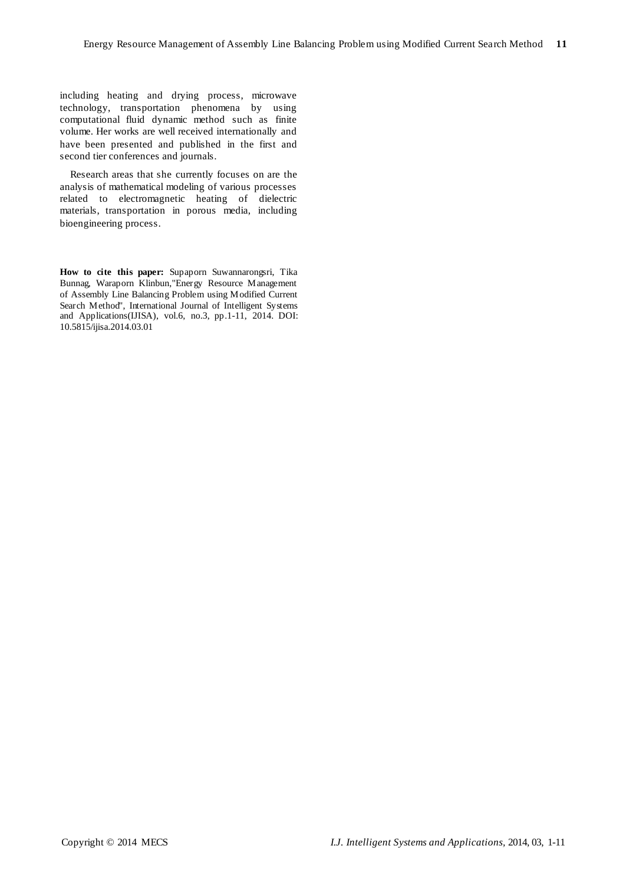including heating and drying process, microwave technology, transportation phenomena by using computational fluid dynamic method such as finite volume. Her works are well received internationally and have been presented and published in the first and second tier conferences and journals.

Research areas that she currently focuses on are the analysis of mathematical modeling of various processes related to electromagnetic heating of dielectric materials, transportation in porous media, including bioengineering process.

**How to cite this paper:** Supaporn Suwannarongsri, Tika Bunnag, Waraporn Klinbun,"Energy Resource Management of Assembly Line Balancing Problem using Modified Current Search Method", International Journal of Intelligent Systems and Applications(IJISA), vol.6, no.3, pp.1-11, 2014. DOI: 10.5815/ijisa.2014.03.01